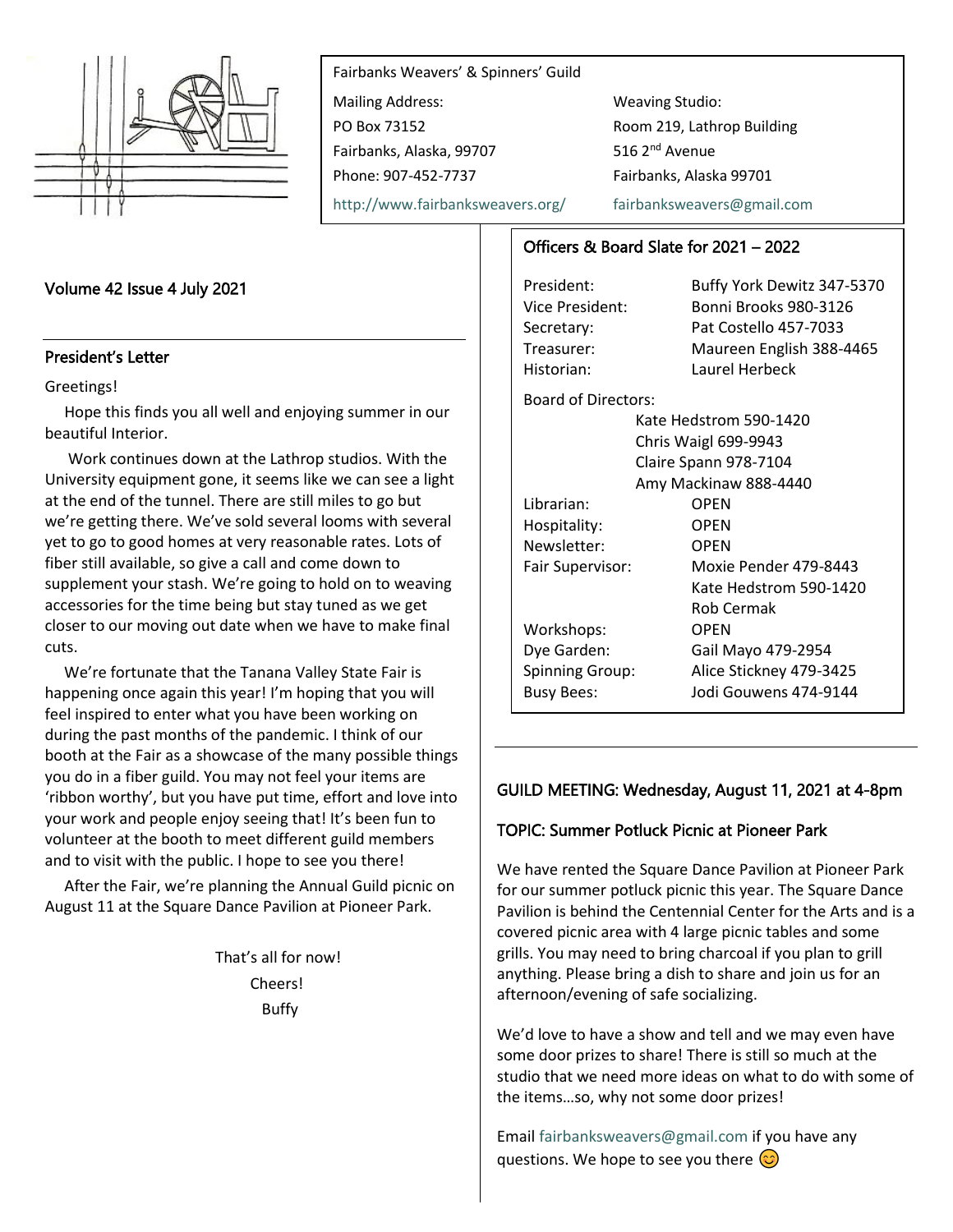Fairbanks Weavers' & Spinners' Guild

Mailing Address:
PO Box 73152
Fairbanks, Alaska, 99707
Phone: 907-452-7737

Weaving Studio:
Room 219, Lathrop Building
516 2nd Avenue
Fairbanks, Alaska 99701

http://www.fairbanksweavers.org/
fairbanksweavers@gmail.com

Volume 42 Issue 4 July 2021

## President's Letter

Greetings!

Hope this finds you all well and enjoying summer in our beautiful Interior.

Work continues down at the Lathrop studios. With the University equipment gone, it seems like we can see a light at the end of the tunnel. There are still miles to go but we're getting there. We've sold several looms with several yet to go to good homes at very reasonable rates. Lots of fiber still available, so give a call and come down to supplement your stash. We're going to hold on to weaving accessories for the time being but stay tuned as we get closer to our moving out date when we have to make final cuts.

We're fortunate that the Tanana Valley State Fair is happening once again this year! I'm hoping that you will feel inspired to enter what you have been working on during the past months of the pandemic. I think of our booth at the Fair as a showcase of the many possible things you do in a fiber guild. You may not feel your items are 'ribbon worthy', but you have put time, effort and love into your work and people enjoy seeing that! It's been fun to volunteer at the booth to meet different guild members and to visit with the public. I hope to see you there!

After the Fair, we're planning the Annual Guild picnic on August 11 at the Square Dance Pavilion at Pioneer Park.

That's all for now!
Cheers!
Buffy

## Officers & Board Slate for 2021 – 2022

| | |
|---|---|
| President: | Buffy York Dewitz 347-5370 |
| Vice President: | Bonni Brooks 980-3126 |
| Secretary: | Pat Costello 457-7033 |
| Treasurer: | Maureen English 388-4465 |
| Historian: | Laurel Herbeck |
| Board of Directors: | Kate Hedstrom 590-1420 |
| | Chris Waigl 699-9943 |
| | Claire Spann 978-7104 |
| | Amy Mackinaw 888-4440 |
| Librarian: | OPEN |
| Hospitality: | OPEN |
| Newsletter: | OPEN |
| Fair Supervisor: | Moxie Pender 479-8443 |
| | Kate Hedstrom 590-1420 |
| | Rob Cermak |
| Workshops: | OPEN |
| Dye Garden: | Gail Mayo 479-2954 |
| Spinning Group: | Alice Stickney 479-3425 |
| Busy Bees: | Jodi Gouwens 474-9144 |

## GUILD MEETING: Wednesday, August 11, 2021 at 4-8pm

## TOPIC: Summer Potluck Picnic at Pioneer Park

We have rented the Square Dance Pavilion at Pioneer Park for our summer potluck picnic this year. The Square Dance Pavilion is behind the Centennial Center for the Arts and is a covered picnic area with 4 large picnic tables and some grills. You may need to bring charcoal if you plan to grill anything. Please bring a dish to share and join us for an afternoon/evening of safe socializing.

We'd love to have a show and tell and we may even have some door prizes to share! There is still so much at the studio that we need more ideas on what to do with some of the items…so, why not some door prizes!

Email fairbanksweavers@gmail.com if you have any questions. We hope to see you there 😊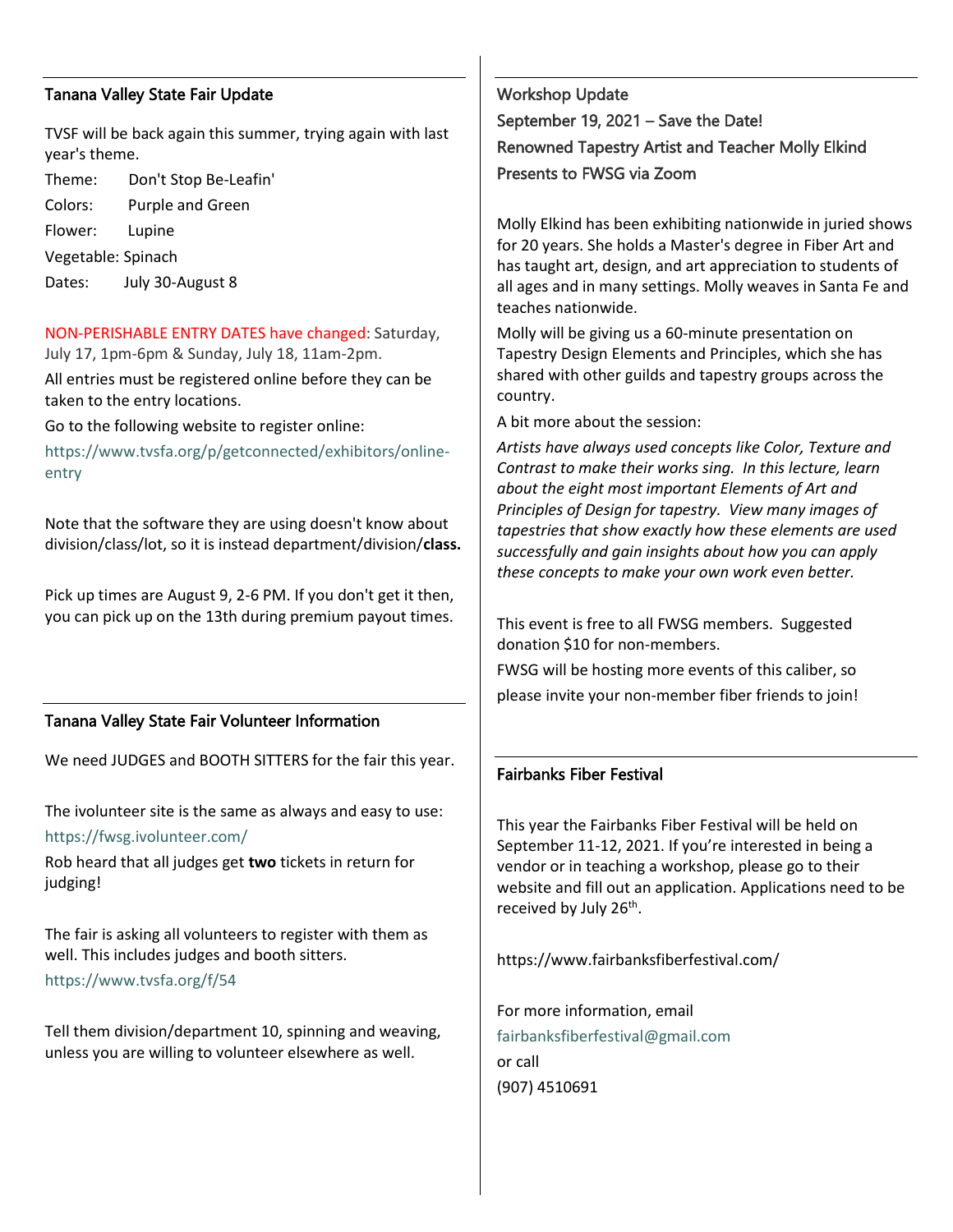## Tanana Valley State Fair Update

TVSF will be back again this summer, trying again with last year's theme.

Theme: Don't Stop Be-Leafin'

Colors: Purple and Green

Flower: Lupine

Vegetable: Spinach

Dates: July 30-August 8

NON-PERISHABLE ENTRY DATES have changed: Saturday, July 17, 1pm-6pm & Sunday, July 18, 11am-2pm.

All entries must be registered online before they can be taken to the entry locations.

Go to the following website to register online:

https://www.tvsfa.org/p/getconnected/exhibitors/online-entry

Note that the software they are using doesn't know about division/class/lot, so it is instead department/division/**class.**

Pick up times are August 9, 2-6 PM. If you don't get it then, you can pick up on the 13th during premium payout times.

## Tanana Valley State Fair Volunteer Information

We need JUDGES and BOOTH SITTERS for the fair this year.

The ivolunteer site is the same as always and easy to use:

https://fwsg.ivolunteer.com/

Rob heard that all judges get **two** tickets in return for judging!

The fair is asking all volunteers to register with them as well. This includes judges and booth sitters.

https://www.tvsfa.org/f/54

Tell them division/department 10, spinning and weaving, unless you are willing to volunteer elsewhere as well.

## Workshop Update

## September 19, 2021 – Save the Date!

## Renowned Tapestry Artist and Teacher Molly Elkind Presents to FWSG via Zoom

Molly Elkind has been exhibiting nationwide in juried shows for 20 years. She holds a Master's degree in Fiber Art and has taught art, design, and art appreciation to students of all ages and in many settings. Molly weaves in Santa Fe and teaches nationwide.

Molly will be giving us a 60-minute presentation on Tapestry Design Elements and Principles, which she has shared with other guilds and tapestry groups across the country.

A bit more about the session:

*Artists have always used concepts like Color, Texture and Contrast to make their works sing. In this lecture, learn about the eight most important Elements of Art and Principles of Design for tapestry. View many images of tapestries that show exactly how these elements are used successfully and gain insights about how you can apply these concepts to make your own work even better.*

This event is free to all FWSG members. Suggested donation $10 for non-members.

FWSG will be hosting more events of this caliber, so please invite your non-member fiber friends to join!

## Fairbanks Fiber Festival

This year the Fairbanks Fiber Festival will be held on September 11-12, 2021. If you're interested in being a vendor or in teaching a workshop, please go to their website and fill out an application. Applications need to be received by July 26th.

https://www.fairbanksfiberfestival.com/

For more information, email

fairbanksfiberfestival@gmail.com

or call

(907) 4510691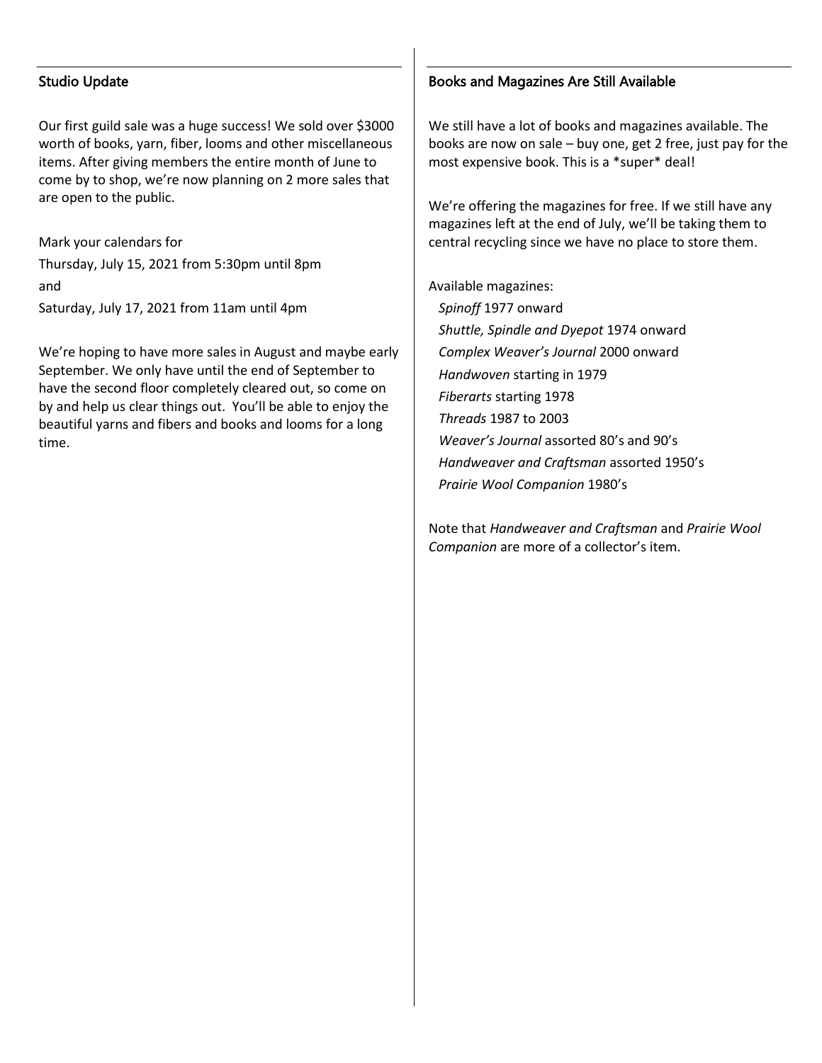## Studio Update

Our first guild sale was a huge success! We sold over $3000 worth of books, yarn, fiber, looms and other miscellaneous items. After giving members the entire month of June to come by to shop, we're now planning on 2 more sales that are open to the public.

Mark your calendars for

Thursday, July 15, 2021 from 5:30pm until 8pm

and

Saturday, July 17, 2021 from 11am until 4pm

We're hoping to have more sales in August and maybe early September. We only have until the end of September to have the second floor completely cleared out, so come on by and help us clear things out. You'll be able to enjoy the beautiful yarns and fibers and books and looms for a long time.

## Books and Magazines Are Still Available

We still have a lot of books and magazines available. The books are now on sale – buy one, get 2 free, just pay for the most expensive book. This is a *super* deal!

We're offering the magazines for free. If we still have any magazines left at the end of July, we'll be taking them to central recycling since we have no place to store them.

Available magazines:

- *Spinoff* 1977 onward
- *Shuttle, Spindle and Dyepot* 1974 onward
- *Complex Weaver's Journal* 2000 onward
- *Handwoven* starting in 1979
- *Fiberarts* starting 1978
- *Threads* 1987 to 2003
- *Weaver's Journal* assorted 80's and 90's
- *Handweaver and Craftsman* assorted 1950's
- *Prairie Wool Companion* 1980's

Note that *Handweaver and Craftsman* and *Prairie Wool Companion* are more of a collector's item.